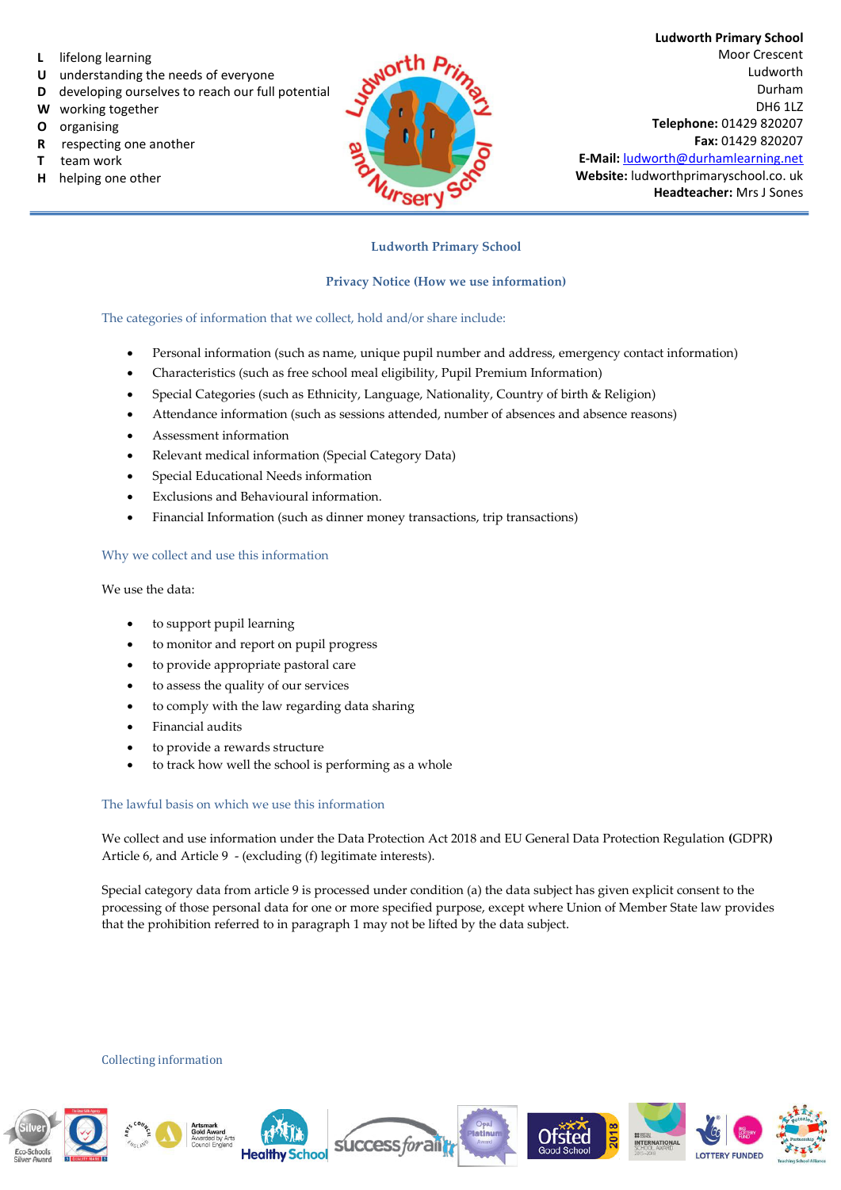L lifelong learning
U understanding the needs of everyone
D developing ourselves to reach our full potential
W working together
O organising
R respecting one another
T team work
H helping one other

**Ludworth Primary School**
Moor Crescent
Ludworth
Durham
DH6 1LZ
**Telephone:** 01429 820207
**Fax:** 01429 820207
**E-Mail:** ludworth@durhamlearning.net
**Website:** ludworthprimaryschool.co. uk
**Headteacher:** Mrs J Sones

# Ludworth Primary School

## Privacy Notice (How we use information)

### The categories of information that we collect, hold and/or share include:

- Personal information (such as name, unique pupil number and address, emergency contact information)
- Characteristics (such as free school meal eligibility, Pupil Premium Information)
- Special Categories (such as Ethnicity, Language, Nationality, Country of birth & Religion)
- Attendance information (such as sessions attended, number of absences and absence reasons)
- Assessment information
- Relevant medical information (Special Category Data)
- Special Educational Needs information
- Exclusions and Behavioural information.
- Financial Information (such as dinner money transactions, trip transactions)

### Why we collect and use this information

We use the data:

- to support pupil learning
- to monitor and report on pupil progress
- to provide appropriate pastoral care
- to assess the quality of our services
- to comply with the law regarding data sharing
- Financial audits
- to provide a rewards structure
- to track how well the school is performing as a whole

### The lawful basis on which we use this information

We collect and use information under the Data Protection Act 2018 and EU General Data Protection Regulation **(**GDPR**)** Article 6, and Article 9 - (excluding (f) legitimate interests).

Special category data from article 9 is processed under condition (a) the data subject has given explicit consent to the processing of those personal data for one or more specified purpose, except where Union of Member State law provides that the prohibition referred to in paragraph 1 may not be lifted by the data subject.

### Collecting information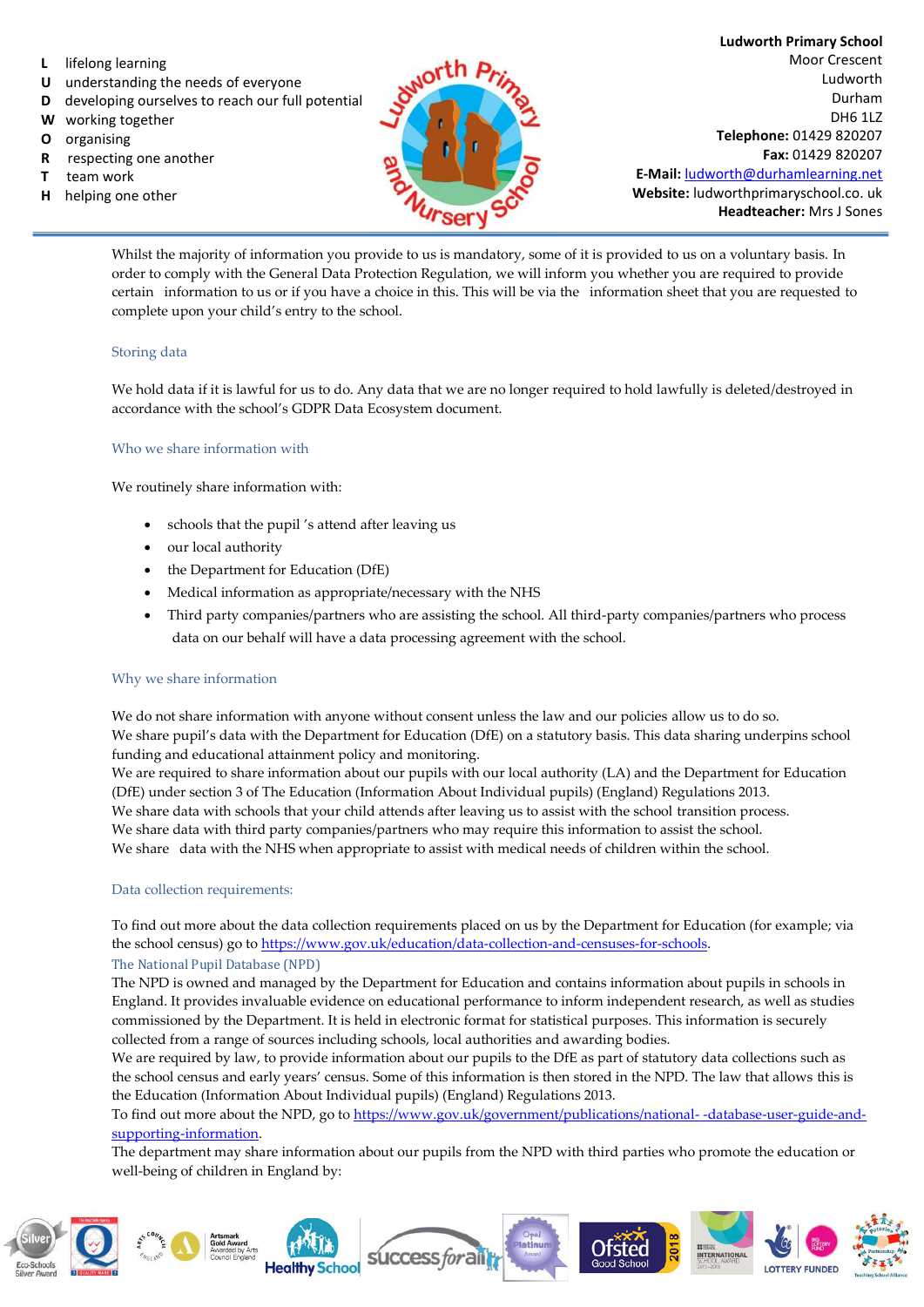Whilst the majority of information you provide to us is mandatory, some of it is provided to us on a voluntary basis. In order to comply with the General Data Protection Regulation, we will inform you whether you are required to provide certain information to us or if you have a choice in this. This will be via the information sheet that you are requested to complete upon your child's entry to the school.

### Storing data

We hold data if it is lawful for us to do. Any data that we are no longer required to hold lawfully is deleted/destroyed in accordance with the school's GDPR Data Ecosystem document.

### Who we share information with

We routinely share information with:

- schools that the pupil 's attend after leaving us
- our local authority
- the Department for Education (DfE)
- Medical information as appropriate/necessary with the NHS
- Third party companies/partners who are assisting the school. All third-party companies/partners who process data on our behalf will have a data processing agreement with the school.

### Why we share information

We do not share information with anyone without consent unless the law and our policies allow us to do so.
We share pupil's data with the Department for Education (DfE) on a statutory basis. This data sharing underpins school funding and educational attainment policy and monitoring.
We are required to share information about our pupils with our local authority (LA) and the Department for Education (DfE) under section 3 of The Education (Information About Individual pupils) (England) Regulations 2013.
We share data with schools that your child attends after leaving us to assist with the school transition process.
We share data with third party companies/partners who may require this information to assist the school.
We share data with the NHS when appropriate to assist with medical needs of children within the school.

### Data collection requirements:

To find out more about the data collection requirements placed on us by the Department for Education (for example; via the school census) go to https://www.gov.uk/education/data-collection-and-censuses-for-schools.

### The National Pupil Database (NPD)

The NPD is owned and managed by the Department for Education and contains information about pupils in schools in England. It provides invaluable evidence on educational performance to inform independent research, as well as studies commissioned by the Department. It is held in electronic format for statistical purposes. This information is securely collected from a range of sources including schools, local authorities and awarding bodies.
We are required by law, to provide information about our pupils to the DfE as part of statutory data collections such as the school census and early years' census. Some of this information is then stored in the NPD. The law that allows this is the Education (Information About Individual pupils) (England) Regulations 2013.
To find out more about the NPD, go to https://www.gov.uk/government/publications/national- -database-user-guide-and-supporting-information.
The department may share information about our pupils from the NPD with third parties who promote the education or well-being of children in England by: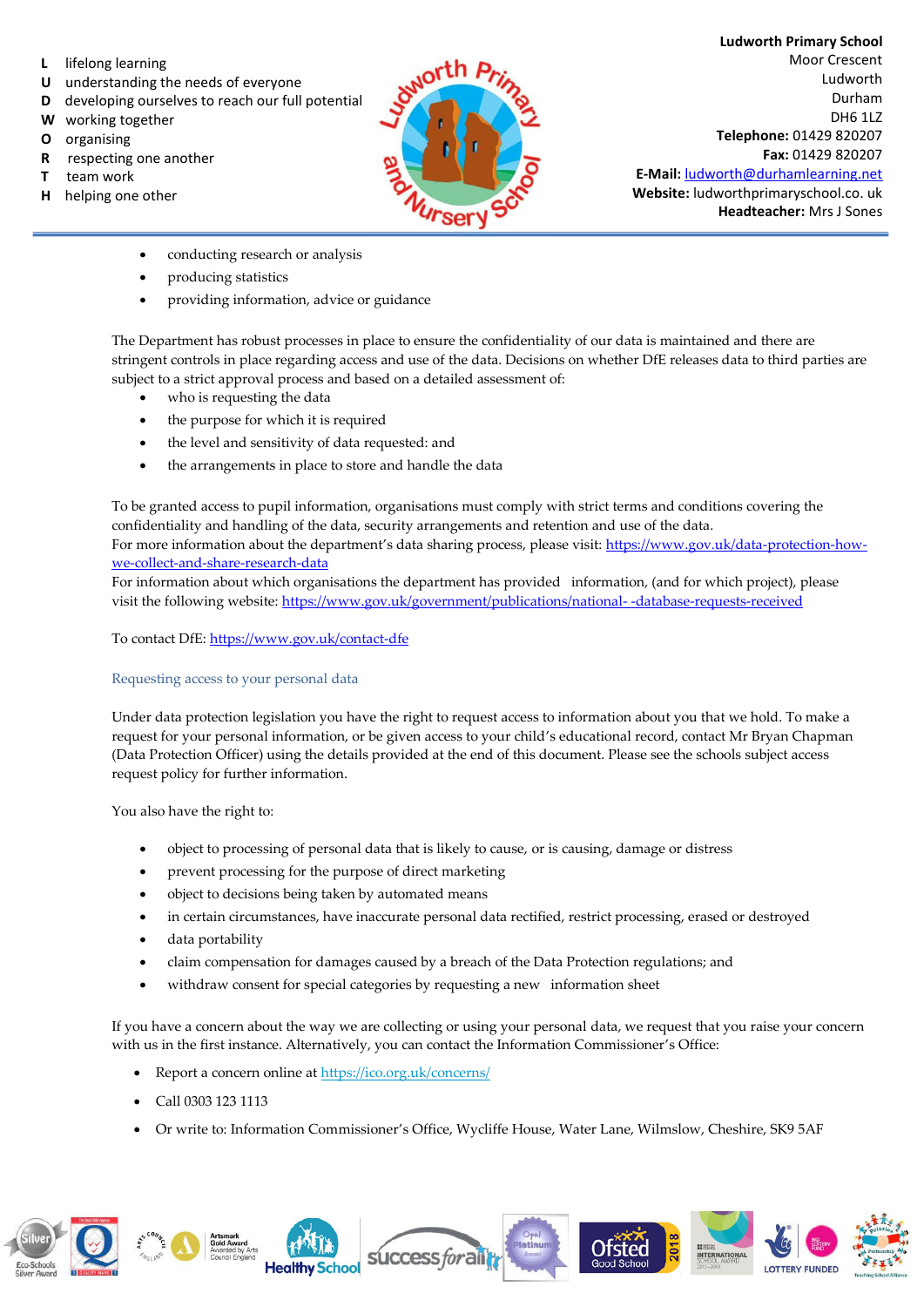- conducting research or analysis
- producing statistics
- providing information, advice or guidance

The Department has robust processes in place to ensure the confidentiality of our data is maintained and there are stringent controls in place regarding access and use of the data. Decisions on whether DfE releases data to third parties are subject to a strict approval process and based on a detailed assessment of:

- who is requesting the data
- the purpose for which it is required
- the level and sensitivity of data requested: and
- the arrangements in place to store and handle the data

To be granted access to pupil information, organisations must comply with strict terms and conditions covering the confidentiality and handling of the data, security arrangements and retention and use of the data.
For more information about the department's data sharing process, please visit: https://www.gov.uk/data-protection-how-we-collect-and-share-research-data
For information about which organisations the department has provided information, (and for which project), please visit the following website: https://www.gov.uk/government/publications/national- -database-requests-received

To contact DfE: https://www.gov.uk/contact-dfe

## Requesting access to your personal data

Under data protection legislation you have the right to request access to information about you that we hold. To make a request for your personal information, or be given access to your child's educational record, contact Mr Bryan Chapman (Data Protection Officer) using the details provided at the end of this document. Please see the schools subject access request policy for further information.

You also have the right to:

- object to processing of personal data that is likely to cause, or is causing, damage or distress
- prevent processing for the purpose of direct marketing
- object to decisions being taken by automated means
- in certain circumstances, have inaccurate personal data rectified, restrict processing, erased or destroyed
- data portability
- claim compensation for damages caused by a breach of the Data Protection regulations; and
- withdraw consent for special categories by requesting a new information sheet

If you have a concern about the way we are collecting or using your personal data, we request that you raise your concern with us in the first instance. Alternatively, you can contact the Information Commissioner's Office:

- Report a concern online at https://ico.org.uk/concerns/
- Call 0303 123 1113
- Or write to: Information Commissioner's Office, Wycliffe House, Water Lane, Wilmslow, Cheshire, SK9 5AF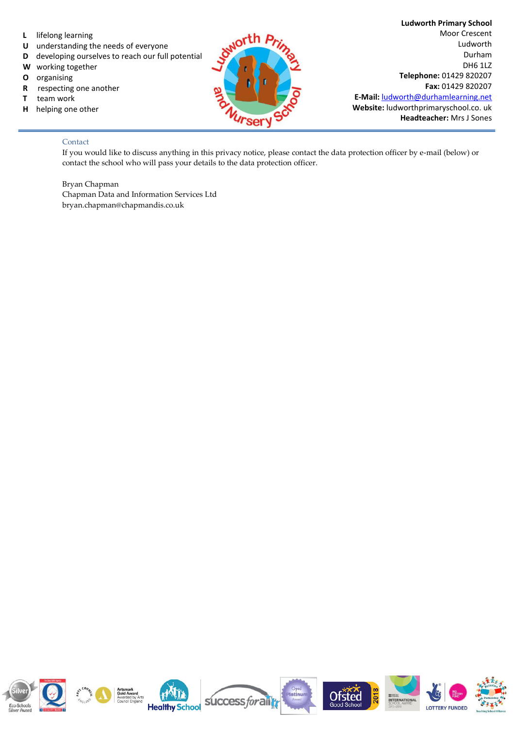## Contact

If you would like to discuss anything in this privacy notice, please contact the data protection officer by e-mail (below) or contact the school who will pass your details to the data protection officer.

Bryan Chapman
Chapman Data and Information Services Ltd
bryan.chapman@chapmandis.co.uk